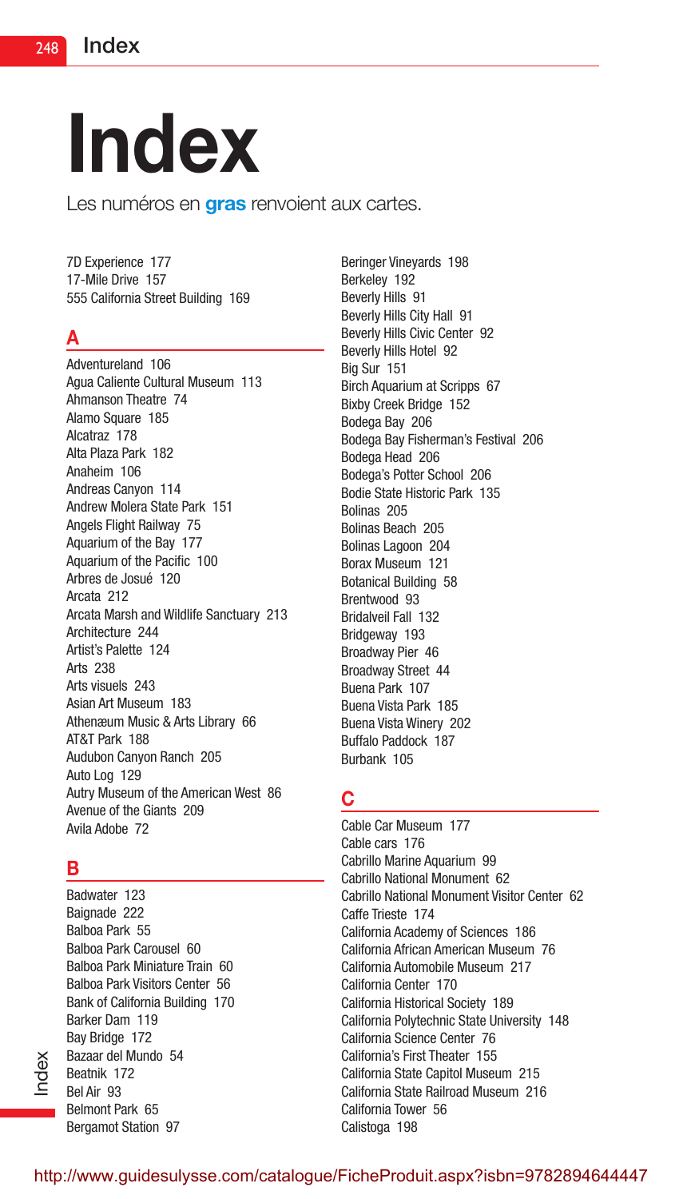# Index

Les numéros en **gras** renvoient aux cartes.

7D Experience 177
17-Mile Drive 157
555 California Street Building 169

## A

Adventureland 106
Agua Caliente Cultural Museum 113
Ahmanson Theatre 74
Alamo Square 185
Alcatraz 178
Alta Plaza Park 182
Anaheim 106
Andreas Canyon 114
Andrew Molera State Park 151
Angels Flight Railway 75
Aquarium of the Bay 177
Aquarium of the Pacific 100
Arbres de Josué 120
Arcata 212
Arcata Marsh and Wildlife Sanctuary 213
Architecture 244
Artist's Palette 124
Arts 238
Arts visuels 243
Asian Art Museum 183
Athenæum Music & Arts Library 66
AT&T Park 188
Audubon Canyon Ranch 205
Auto Log 129
Autry Museum of the American West 86
Avenue of the Giants 209
Avila Adobe 72

## B

Badwater 123
Baignade 222
Balboa Park 55
Balboa Park Carousel 60
Balboa Park Miniature Train 60
Balboa Park Visitors Center 56
Bank of California Building 170
Barker Dam 119
Bay Bridge 172
Bazaar del Mundo 54
Beatnik 172
Bel Air 93
Belmont Park 65
Bergamot Station 97
Beringer Vineyards 198
Berkeley 192
Beverly Hills 91
Beverly Hills City Hall 91
Beverly Hills Civic Center 92
Beverly Hills Hotel 92
Big Sur 151
Birch Aquarium at Scripps 67
Bixby Creek Bridge 152
Bodega Bay 206
Bodega Bay Fisherman's Festival 206
Bodega Head 206
Bodega's Potter School 206
Bodie State Historic Park 135
Bolinas 205
Bolinas Beach 205
Bolinas Lagoon 204
Borax Museum 121
Botanical Building 58
Brentwood 93
Bridalveil Fall 132
Bridgeway 193
Broadway Pier 46
Broadway Street 44
Buena Park 107
Buena Vista Park 185
Buena Vista Winery 202
Buffalo Paddock 187
Burbank 105

## C

Cable Car Museum 177
Cable cars 176
Cabrillo Marine Aquarium 99
Cabrillo National Monument 62
Cabrillo National Monument Visitor Center 62
Caffe Trieste 174
California Academy of Sciences 186
California African American Museum 76
California Automobile Museum 217
California Center 170
California Historical Society 189
California Polytechnic State University 148
California Science Center 76
California's First Theater 155
California State Capitol Museum 215
California State Railroad Museum 216
California Tower 56
Calistoga 198

http://www.guidesulysse.com/catalogue/FicheProduit.aspx?isbn=9782894644447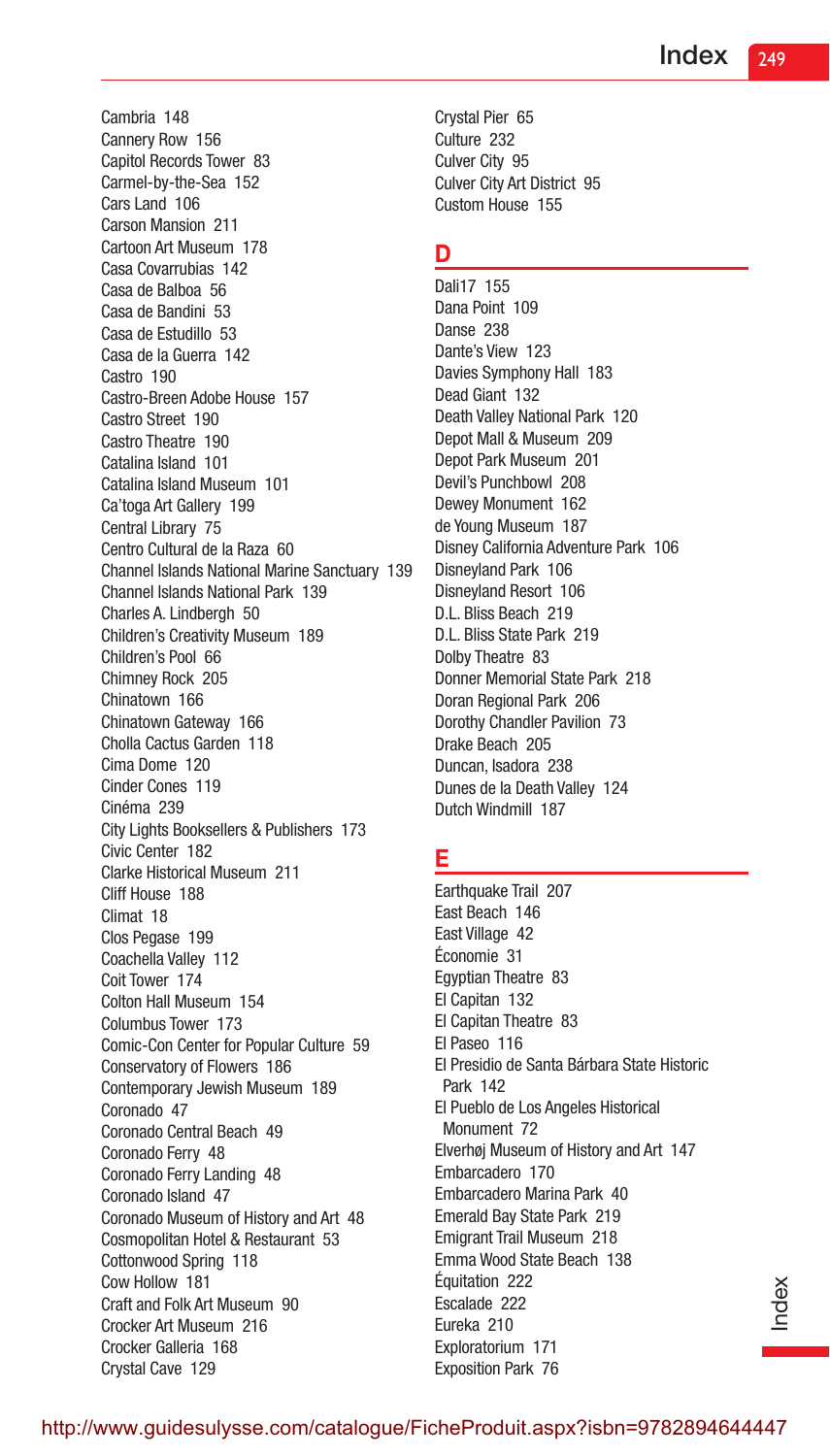Cambria 148
Cannery Row 156
Capitol Records Tower 83
Carmel-by-the-Sea 152
Cars Land 106
Carson Mansion 211
Cartoon Art Museum 178
Casa Covarrubias 142
Casa de Balboa 56
Casa de Bandini 53
Casa de Estudillo 53
Casa de la Guerra 142
Castro 190
Castro-Breen Adobe House 157
Castro Street 190
Castro Theatre 190
Catalina Island 101
Catalina Island Museum 101
Ca'toga Art Gallery 199
Central Library 75
Centro Cultural de la Raza 60
Channel Islands National Marine Sanctuary 139
Channel Islands National Park 139
Charles A. Lindbergh 50
Children's Creativity Museum 189
Children's Pool 66
Chimney Rock 205
Chinatown 166
Chinatown Gateway 166
Cholla Cactus Garden 118
Cima Dome 120
Cinder Cones 119
Cinéma 239
City Lights Booksellers & Publishers 173
Civic Center 182
Clarke Historical Museum 211
Cliff House 188
Climat 18
Clos Pegase 199
Coachella Valley 112
Coit Tower 174
Colton Hall Museum 154
Columbus Tower 173
Comic-Con Center for Popular Culture 59
Conservatory of Flowers 186
Contemporary Jewish Museum 189
Coronado 47
Coronado Central Beach 49
Coronado Ferry 48
Coronado Ferry Landing 48
Coronado Island 47
Coronado Museum of History and Art 48
Cosmopolitan Hotel & Restaurant 53
Cottonwood Spring 118
Cow Hollow 181
Craft and Folk Art Museum 90
Crocker Art Museum 216
Crocker Galleria 168
Crystal Cave 129
Crystal Pier 65
Culture 232
Culver City 95
Culver City Art District 95
Custom House 155

## D

Dali17 155
Dana Point 109
Danse 238
Dante's View 123
Davies Symphony Hall 183
Dead Giant 132
Death Valley National Park 120
Depot Mall & Museum 209
Depot Park Museum 201
Devil's Punchbowl 208
Dewey Monument 162
de Young Museum 187
Disney California Adventure Park 106
Disneyland Park 106
Disneyland Resort 106
D.L. Bliss Beach 219
D.L. Bliss State Park 219
Dolby Theatre 83
Donner Memorial State Park 218
Doran Regional Park 206
Dorothy Chandler Pavilion 73
Drake Beach 205
Duncan, Isadora 238
Dunes de la Death Valley 124
Dutch Windmill 187

## E

Earthquake Trail 207
East Beach 146
East Village 42
Économie 31
Egyptian Theatre 83
El Capitan 132
El Capitan Theatre 83
El Paseo 116
El Presidio de Santa Bárbara State Historic Park 142
El Pueblo de Los Angeles Historical Monument 72
Elverhøj Museum of History and Art 147
Embarcadero 170
Embarcadero Marina Park 40
Emerald Bay State Park 219
Emigrant Trail Museum 218
Emma Wood State Beach 138
Équitation 222
Escalade 222
Eureka 210
Exploratorium 171
Exposition Park 76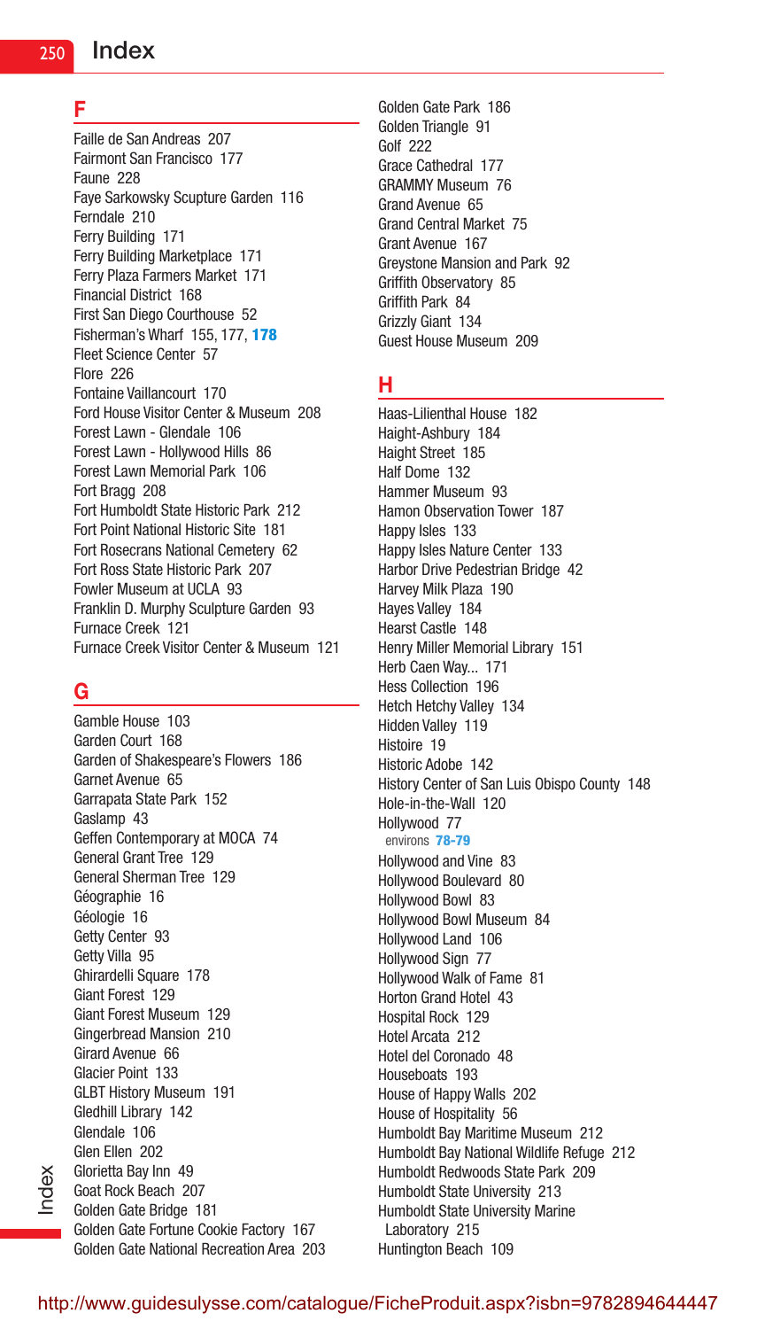# Index

## F

Faille de San Andreas 207
Fairmont San Francisco 177
Faune 228
Faye Sarkowsky Scupture Garden 116
Ferndale 210
Ferry Building 171
Ferry Building Marketplace 171
Ferry Plaza Farmers Market 171
Financial District 168
First San Diego Courthouse 52
Fisherman's Wharf 155, 177, **178**
Fleet Science Center 57
Flore 226
Fontaine Vaillancourt 170
Ford House Visitor Center & Museum 208
Forest Lawn - Glendale 106
Forest Lawn - Hollywood Hills 86
Forest Lawn Memorial Park 106
Fort Bragg 208
Fort Humboldt State Historic Park 212
Fort Point National Historic Site 181
Fort Rosecrans National Cemetery 62
Fort Ross State Historic Park 207
Fowler Museum at UCLA 93
Franklin D. Murphy Sculpture Garden 93
Furnace Creek 121
Furnace Creek Visitor Center & Museum 121

## G

Gamble House 103
Garden Court 168
Garden of Shakespeare's Flowers 186
Garnet Avenue 65
Garrapata State Park 152
Gaslamp 43
Geffen Contemporary at MOCA 74
General Grant Tree 129
General Sherman Tree 129
Géographie 16
Géologie 16
Getty Center 93
Getty Villa 95
Ghirardelli Square 178
Giant Forest 129
Giant Forest Museum 129
Gingerbread Mansion 210
Girard Avenue 66
Glacier Point 133
GLBT History Museum 191
Gledhill Library 142
Glendale 106
Glen Ellen 202
Glorietta Bay Inn 49
Goat Rock Beach 207
Golden Gate Bridge 181
Golden Gate Fortune Cookie Factory 167
Golden Gate National Recreation Area 203
Golden Gate Park 186
Golden Triangle 91
Golf 222
Grace Cathedral 177
GRAMMY Museum 76
Grand Avenue 65
Grand Central Market 75
Grant Avenue 167
Greystone Mansion and Park 92
Griffith Observatory 85
Griffith Park 84
Grizzly Giant 134
Guest House Museum 209

## H

Haas-Lilienthal House 182
Haight-Ashbury 184
Haight Street 185
Half Dome 132
Hammer Museum 93
Hamon Observation Tower 187
Happy Isles 133
Happy Isles Nature Center 133
Harbor Drive Pedestrian Bridge 42
Harvey Milk Plaza 190
Hayes Valley 184
Hearst Castle 148
Henry Miller Memorial Library 151
Herb Caen Way... 171
Hess Collection 196
Hetch Hetchy Valley 134
Hidden Valley 119
Histoire 19
Historic Adobe 142
History Center of San Luis Obispo County 148
Hole-in-the-Wall 120
Hollywood 77
  environs **78-79**
Hollywood and Vine 83
Hollywood Boulevard 80
Hollywood Bowl 83
Hollywood Bowl Museum 84
Hollywood Land 106
Hollywood Sign 77
Hollywood Walk of Fame 81
Horton Grand Hotel 43
Hospital Rock 129
Hotel Arcata 212
Hotel del Coronado 48
Houseboats 193
House of Happy Walls 202
House of Hospitality 56
Humboldt Bay Maritime Museum 212
Humboldt Bay National Wildlife Refuge 212
Humboldt Redwoods State Park 209
Humboldt State University 213
Humboldt State University Marine Laboratory 215
Huntington Beach 109

http://www.guidesulysse.com/catalogue/FicheProduit.aspx?isbn=9782894644447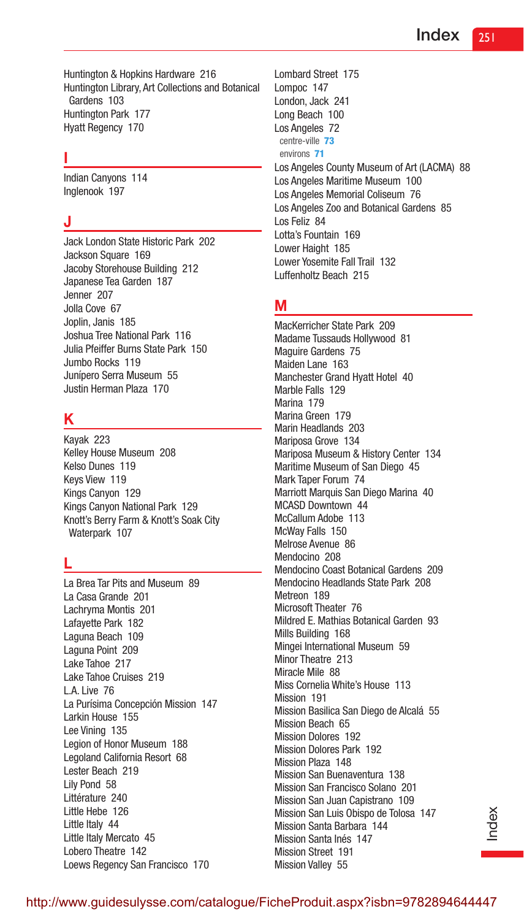Huntington & Hopkins Hardware 216
Huntington Library, Art Collections and Botanical Gardens 103
Huntington Park 177
Hyatt Regency 170

## I

Indian Canyons 114
Inglenook 197

## J

Jack London State Historic Park 202
Jackson Square 169
Jacoby Storehouse Building 212
Japanese Tea Garden 187
Jenner 207
Jolla Cove 67
Joplin, Janis 185
Joshua Tree National Park 116
Julia Pfeiffer Burns State Park 150
Jumbo Rocks 119
Junípero Serra Museum 55
Justin Herman Plaza 170

## K

Kayak 223
Kelley House Museum 208
Kelso Dunes 119
Keys View 119
Kings Canyon 129
Kings Canyon National Park 129
Knott's Berry Farm & Knott's Soak City Waterpark 107

## L

La Brea Tar Pits and Museum 89
La Casa Grande 201
Lachryma Montis 201
Lafayette Park 182
Laguna Beach 109
Laguna Point 209
Lake Tahoe 217
Lake Tahoe Cruises 219
L.A. Live 76
La Purísima Concepción Mission 147
Larkin House 155
Lee Vining 135
Legion of Honor Museum 188
Legoland California Resort 68
Lester Beach 219
Lily Pond 58
Littérature 240
Little Hebe 126
Little Italy 44
Little Italy Mercato 45
Lobero Theatre 142
Loews Regency San Francisco 170
Lombard Street 175
Lompoc 147
London, Jack 241
Long Beach 100
Los Angeles 72
  centre-ville **73**
  environs **71**
Los Angeles County Museum of Art (LACMA) 88
Los Angeles Maritime Museum 100
Los Angeles Memorial Coliseum 76
Los Angeles Zoo and Botanical Gardens 85
Los Feliz 84
Lotta's Fountain 169
Lower Haight 185
Lower Yosemite Fall Trail 132
Luffenholtz Beach 215

## M

MacKerricher State Park 209
Madame Tussauds Hollywood 81
Maguire Gardens 75
Maiden Lane 163
Manchester Grand Hyatt Hotel 40
Marble Falls 129
Marina 179
Marina Green 179
Marin Headlands 203
Mariposa Grove 134
Mariposa Museum & History Center 134
Maritime Museum of San Diego 45
Mark Taper Forum 74
Marriott Marquis San Diego Marina 40
MCASD Downtown 44
McCallum Adobe 113
McWay Falls 150
Melrose Avenue 86
Mendocino 208
Mendocino Coast Botanical Gardens 209
Mendocino Headlands State Park 208
Metreon 189
Microsoft Theater 76
Mildred E. Mathias Botanical Garden 93
Mills Building 168
Mingei International Museum 59
Minor Theatre 213
Miracle Mile 88
Miss Cornelia White's House 113
Mission 191
Mission Basilica San Diego de Alcalá 55
Mission Beach 65
Mission Dolores 192
Mission Dolores Park 192
Mission Plaza 148
Mission San Buenaventura 138
Mission San Francisco Solano 201
Mission San Juan Capistrano 109
Mission San Luis Obispo de Tolosa 147
Mission Santa Barbara 144
Mission Santa Inés 147
Mission Street 191
Mission Valley 55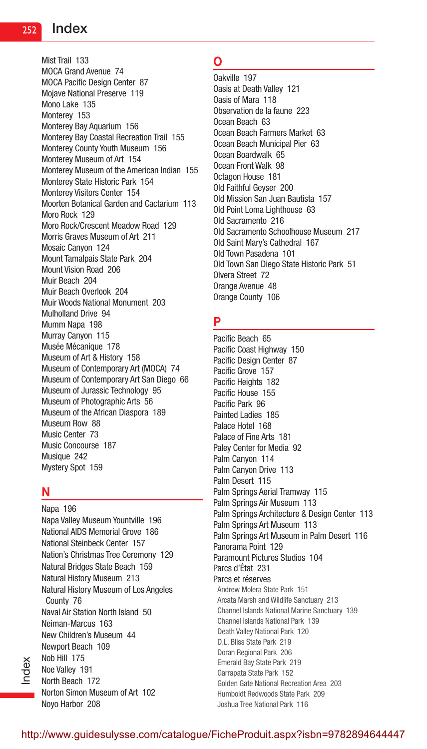Mist Trail 133
MOCA Grand Avenue 74
MOCA Pacific Design Center 87
Mojave National Preserve 119
Mono Lake 135
Monterey 153
Monterey Bay Aquarium 156
Monterey Bay Coastal Recreation Trail 155
Monterey County Youth Museum 156
Monterey Museum of Art 154
Monterey Museum of the American Indian 155
Monterey State Historic Park 154
Monterey Visitors Center 154
Moorten Botanical Garden and Cactarium 113
Moro Rock 129
Moro Rock/Crescent Meadow Road 129
Morris Graves Museum of Art 211
Mosaic Canyon 124
Mount Tamalpais State Park 204
Mount Vision Road 206
Muir Beach 204
Muir Beach Overlook 204
Muir Woods National Monument 203
Mulholland Drive 94
Mumm Napa 198
Murray Canyon 115
Musée Mécanique 178
Museum of Art & History 158
Museum of Contemporary Art (MOCA) 74
Museum of Contemporary Art San Diego 66
Museum of Jurassic Technology 95
Museum of Photographic Arts 56
Museum of the African Diaspora 189
Museum Row 88
Music Center 73
Music Concourse 187
Musique 242
Mystery Spot 159

## N

Napa 196
Napa Valley Museum Yountville 196
National AIDS Memorial Grove 186
National Steinbeck Center 157
Nation's Christmas Tree Ceremony 129
Natural Bridges State Beach 159
Natural History Museum 213
Natural History Museum of Los Angeles County 76
Naval Air Station North Island 50
Neiman-Marcus 163
New Children's Museum 44
Newport Beach 109
Nob Hill 175
Noe Valley 191
North Beach 172
Norton Simon Museum of Art 102
Noyo Harbor 208

## O

Oakville 197
Oasis at Death Valley 121
Oasis of Mara 118
Observation de la faune 223
Ocean Beach 63
Ocean Beach Farmers Market 63
Ocean Beach Municipal Pier 63
Ocean Boardwalk 65
Ocean Front Walk 98
Octagon House 181
Old Faithful Geyser 200
Old Mission San Juan Bautista 157
Old Point Loma Lighthouse 63
Old Sacramento 216
Old Sacramento Schoolhouse Museum 217
Old Saint Mary's Cathedral 167
Old Town Pasadena 101
Old Town San Diego State Historic Park 51
Olvera Street 72
Orange Avenue 48
Orange County 106

## P

Pacific Beach 65
Pacific Coast Highway 150
Pacific Design Center 87
Pacific Grove 157
Pacific Heights 182
Pacific House 155
Pacific Park 96
Painted Ladies 185
Palace Hotel 168
Palace of Fine Arts 181
Paley Center for Media 92
Palm Canyon 114
Palm Canyon Drive 113
Palm Desert 115
Palm Springs Aerial Tramway 115
Palm Springs Air Museum 113
Palm Springs Architecture & Design Center 113
Palm Springs Art Museum 113
Palm Springs Art Museum in Palm Desert 116
Panorama Point 129
Paramount Pictures Studios 104
Parcs d'État 231
Parcs et réserves
- Andrew Molera State Park 151
- Arcata Marsh and Wildlife Sanctuary 213
- Channel Islands National Marine Sanctuary 139
- Channel Islands National Park 139
- Death Valley National Park 120
- D.L. Bliss State Park 219
- Doran Regional Park 206
- Emerald Bay State Park 219
- Garrapata State Park 152
- Golden Gate National Recreation Area 203
- Humboldt Redwoods State Park 209
- Joshua Tree National Park 116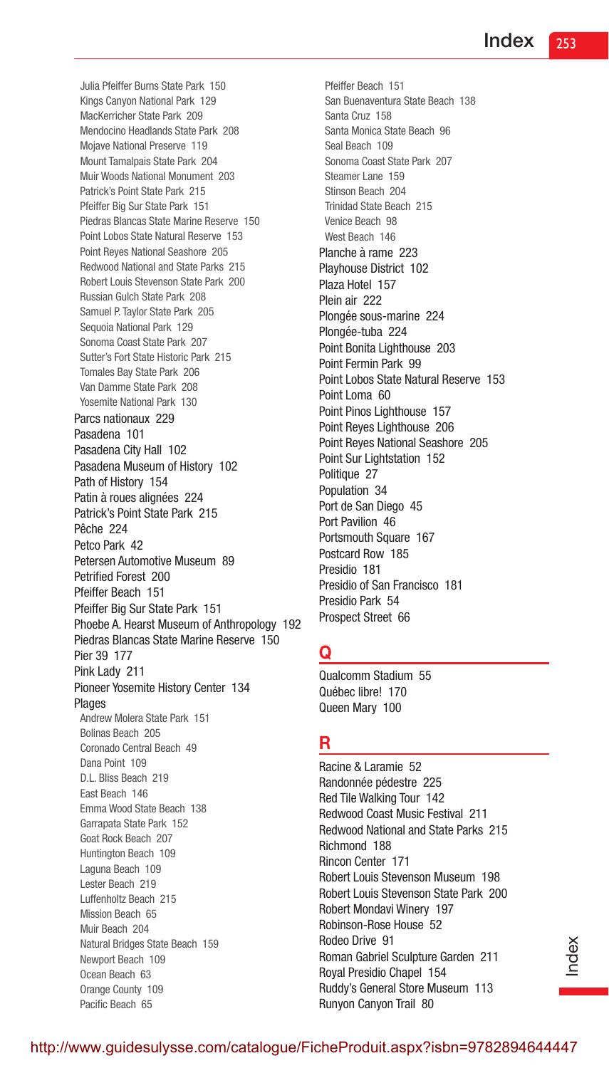Julia Pfeiffer Burns State Park 150
Kings Canyon National Park 129
MacKerricher State Park 209
Mendocino Headlands State Park 208
Mojave National Preserve 119
Mount Tamalpais State Park 204
Muir Woods National Monument 203
Patrick's Point State Park 215
Pfeiffer Big Sur State Park 151
Piedras Blancas State Marine Reserve 150
Point Lobos State Natural Reserve 153
Point Reyes National Seashore 205
Redwood National and State Parks 215
Robert Louis Stevenson State Park 200
Russian Gulch State Park 208
Samuel P. Taylor State Park 205
Sequoia National Park 129
Sonoma Coast State Park 207
Sutter's Fort State Historic Park 215
Tomales Bay State Park 206
Van Damme State Park 208
Yosemite National Park 130

Parcs nationaux 229
Pasadena 101
Pasadena City Hall 102
Pasadena Museum of History 102
Path of History 154
Patin à roues alignées 224
Patrick's Point State Park 215
Pêche 224
Petco Park 42
Petersen Automotive Museum 89
Petrified Forest 200
Pfeiffer Beach 151
Pfeiffer Big Sur State Park 151
Phoebe A. Hearst Museum of Anthropology 192
Piedras Blancas State Marine Reserve 150
Pier 39 177
Pink Lady 211
Pioneer Yosemite History Center 134
Plages

Andrew Molera State Park 151
Bolinas Beach 205
Coronado Central Beach 49
Dana Point 109
D.L. Bliss Beach 219
East Beach 146
Emma Wood State Beach 138
Garrapata State Park 152
Goat Rock Beach 207
Huntington Beach 109
Laguna Beach 109
Lester Beach 219
Luffenholtz Beach 215
Mission Beach 65
Muir Beach 204
Natural Bridges State Beach 159
Newport Beach 109
Ocean Beach 63
Orange County 109
Pacific Beach 65
Pfeiffer Beach 151
San Buenaventura State Beach 138
Santa Cruz 158
Santa Monica State Beach 96
Seal Beach 109
Sonoma Coast State Park 207
Steamer Lane 159
Stinson Beach 204
Trinidad State Beach 215
Venice Beach 98
West Beach 146

Planche à rame 223
Playhouse District 102
Plaza Hotel 157
Plein air 222
Plongée sous-marine 224
Plongée-tuba 224
Point Bonita Lighthouse 203
Point Fermin Park 99
Point Lobos State Natural Reserve 153
Point Loma 60
Point Pinos Lighthouse 157
Point Reyes Lighthouse 206
Point Reyes National Seashore 205
Point Sur Lightstation 152
Politique 27
Population 34
Port de San Diego 45
Port Pavilion 46
Portsmouth Square 167
Postcard Row 185
Presidio 181
Presidio of San Francisco 181
Presidio Park 54
Prospect Street 66

## Q

Qualcomm Stadium 55
Québec libre! 170
Queen Mary 100

## R

Racine & Laramie 52
Randonnée pédestre 225
Red Tile Walking Tour 142
Redwood Coast Music Festival 211
Redwood National and State Parks 215
Richmond 188
Rincon Center 171
Robert Louis Stevenson Museum 198
Robert Louis Stevenson State Park 200
Robert Mondavi Winery 197
Robinson-Rose House 52
Rodeo Drive 91
Roman Gabriel Sculpture Garden 211
Royal Presidio Chapel 154
Ruddy's General Store Museum 113
Runyon Canyon Trail 80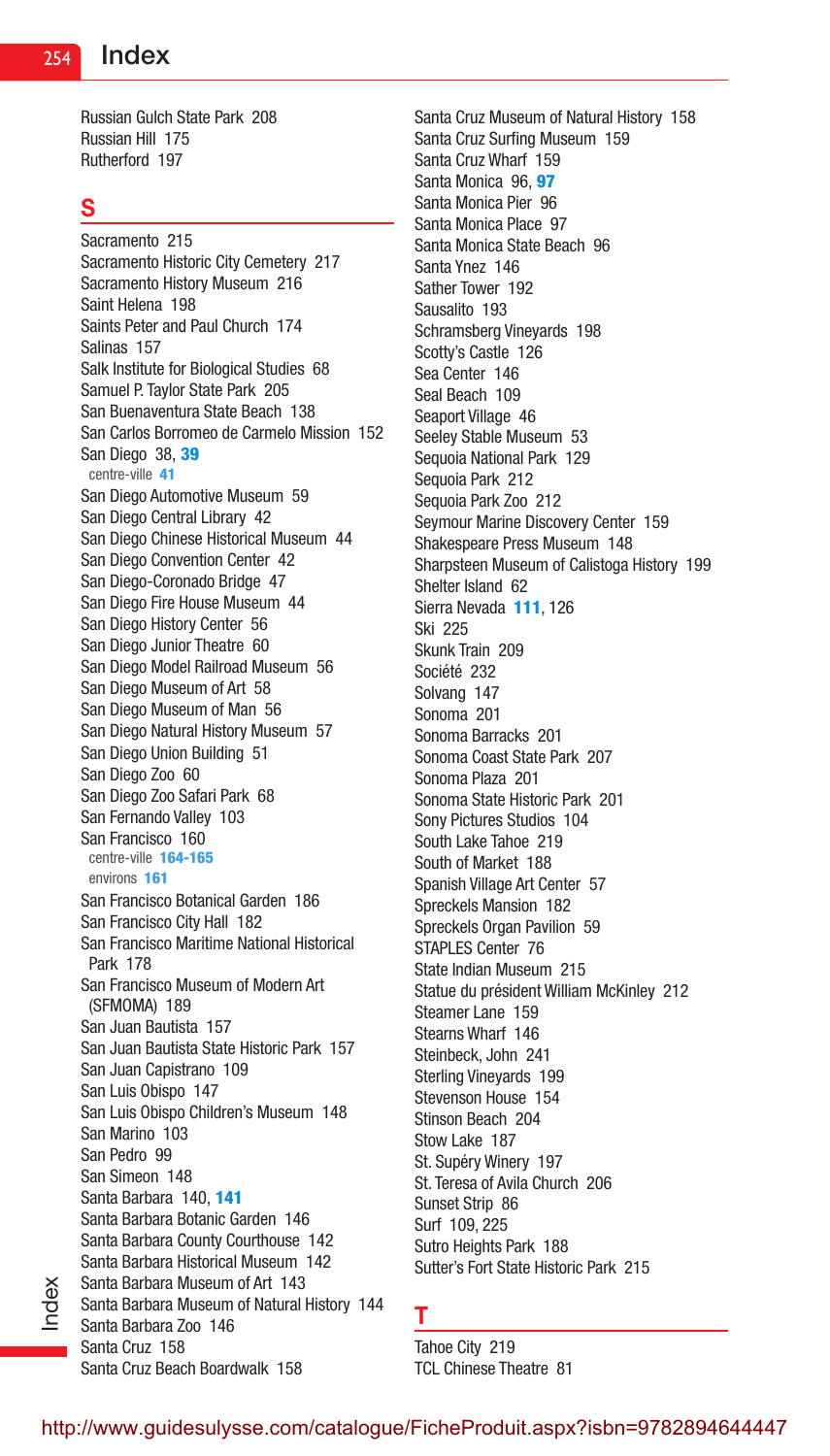# Index

Russian Gulch State Park 208
Russian Hill 175
Rutherford 197

## S

Sacramento 215
Sacramento Historic City Cemetery 217
Sacramento History Museum 216
Saint Helena 198
Saints Peter and Paul Church 174
Salinas 157
Salk Institute for Biological Studies 68
Samuel P. Taylor State Park 205
San Buenaventura State Beach 138
San Carlos Borromeo de Carmelo Mission 152
San Diego 38, **39**
 centre-ville **41**
San Diego Automotive Museum 59
San Diego Central Library 42
San Diego Chinese Historical Museum 44
San Diego Convention Center 42
San Diego-Coronado Bridge 47
San Diego Fire House Museum 44
San Diego History Center 56
San Diego Junior Theatre 60
San Diego Model Railroad Museum 56
San Diego Museum of Art 58
San Diego Museum of Man 56
San Diego Natural History Museum 57
San Diego Union Building 51
San Diego Zoo 60
San Diego Zoo Safari Park 68
San Fernando Valley 103
San Francisco 160
 centre-ville **164-165**
 environs **161**
San Francisco Botanical Garden 186
San Francisco City Hall 182
San Francisco Maritime National Historical Park 178
San Francisco Museum of Modern Art (SFMOMA) 189
San Juan Bautista 157
San Juan Bautista State Historic Park 157
San Juan Capistrano 109
San Luis Obispo 147
San Luis Obispo Children's Museum 148
San Marino 103
San Pedro 99
San Simeon 148
Santa Barbara 140, **141**
Santa Barbara Botanic Garden 146
Santa Barbara County Courthouse 142
Santa Barbara Historical Museum 142
Santa Barbara Museum of Art 143
Santa Barbara Museum of Natural History 144
Santa Barbara Zoo 146
Santa Cruz 158
Santa Cruz Beach Boardwalk 158
Santa Cruz Museum of Natural History 158
Santa Cruz Surfing Museum 159
Santa Cruz Wharf 159
Santa Monica 96, **97**
Santa Monica Pier 96
Santa Monica Place 97
Santa Monica State Beach 96
Santa Ynez 146
Sather Tower 192
Sausalito 193
Schramsberg Vineyards 198
Scotty's Castle 126
Sea Center 146
Seal Beach 109
Seaport Village 46
Seeley Stable Museum 53
Sequoia National Park 129
Sequoia Park 212
Sequoia Park Zoo 212
Seymour Marine Discovery Center 159
Shakespeare Press Museum 148
Sharpsteen Museum of Calistoga History 199
Shelter Island 62
Sierra Nevada **111**, 126
Ski 225
Skunk Train 209
Société 232
Solvang 147
Sonoma 201
Sonoma Barracks 201
Sonoma Coast State Park 207
Sonoma Plaza 201
Sonoma State Historic Park 201
Sony Pictures Studios 104
South Lake Tahoe 219
South of Market 188
Spanish Village Art Center 57
Spreckels Mansion 182
Spreckels Organ Pavilion 59
STAPLES Center 76
State Indian Museum 215
Statue du président William McKinley 212
Steamer Lane 159
Stearns Wharf 146
Steinbeck, John 241
Sterling Vineyards 199
Stevenson House 154
Stinson Beach 204
Stow Lake 187
St. Supéry Winery 197
St. Teresa of Avila Church 206
Sunset Strip 86
Surf 109, 225
Sutro Heights Park 188
Sutter's Fort State Historic Park 215

## T

Tahoe City 219
TCL Chinese Theatre 81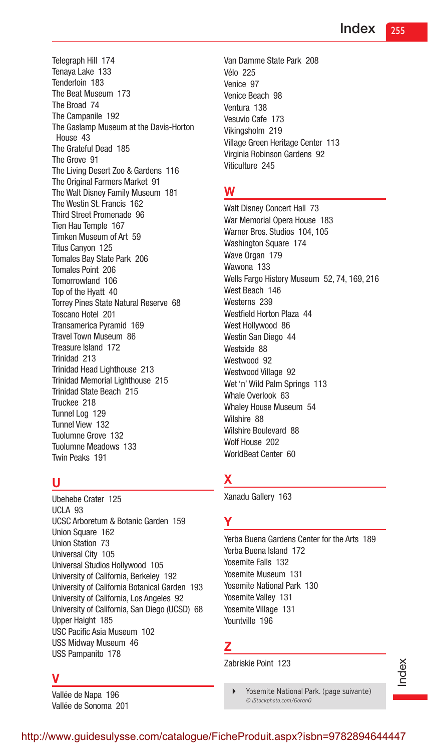Telegraph Hill 174
Tenaya Lake 133
Tenderloin 183
The Beat Museum 173
The Broad 74
The Campanile 192
The Gaslamp Museum at the Davis-Horton House 43
The Grateful Dead 185
The Grove 91
The Living Desert Zoo & Gardens 116
The Original Farmers Market 91
The Walt Disney Family Museum 181
The Westin St. Francis 162
Third Street Promenade 96
Tien Hau Temple 167
Timken Museum of Art 59
Titus Canyon 125
Tomales Bay State Park 206
Tomales Point 206
Tomorrowland 106
Top of the Hyatt 40
Torrey Pines State Natural Reserve 68
Toscano Hotel 201
Transamerica Pyramid 169
Travel Town Museum 86
Treasure Island 172
Trinidad 213
Trinidad Head Lighthouse 213
Trinidad Memorial Lighthouse 215
Trinidad State Beach 215
Truckee 218
Tunnel Log 129
Tunnel View 132
Tuolumne Grove 132
Tuolumne Meadows 133
Twin Peaks 191

## U

Ubehebe Crater 125
UCLA 93
UCSC Arboretum & Botanic Garden 159
Union Square 162
Union Station 73
Universal City 105
Universal Studios Hollywood 105
University of California, Berkeley 192
University of California Botanical Garden 193
University of California, Los Angeles 92
University of California, San Diego (UCSD) 68
Upper Haight 185
USC Pacific Asia Museum 102
USS Midway Museum 46
USS Pampanito 178

## V

Vallée de Napa 196
Vallée de Sonoma 201
Van Damme State Park 208
Vélo 225
Venice 97
Venice Beach 98
Ventura 138
Vesuvio Cafe 173
Vikingsholm 219
Village Green Heritage Center 113
Virginia Robinson Gardens 92
Viticulture 245

## W

Walt Disney Concert Hall 73
War Memorial Opera House 183
Warner Bros. Studios 104, 105
Washington Square 174
Wave Organ 179
Wawona 133
Wells Fargo History Museum 52, 74, 169, 216
West Beach 146
Westerns 239
Westfield Horton Plaza 44
West Hollywood 86
Westin San Diego 44
Westside 88
Westwood 92
Westwood Village 92
Wet 'n' Wild Palm Springs 113
Whale Overlook 63
Whaley House Museum 54
Wilshire 88
Wilshire Boulevard 88
Wolf House 202
WorldBeat Center 60

## X

Xanadu Gallery 163

## Y

Yerba Buena Gardens Center for the Arts 189
Yerba Buena Island 172
Yosemite Falls 132
Yosemite Museum 131
Yosemite National Park 130
Yosemite Valley 131
Yosemite Village 131
Yountville 196

## Z

Zabriskie Point 123

Yosemite National Park. (page suivante)
*© iStockphoto.com/GoranQ*

http://www.guidesulysse.com/catalogue/FicheProduit.aspx?isbn=9782894644447